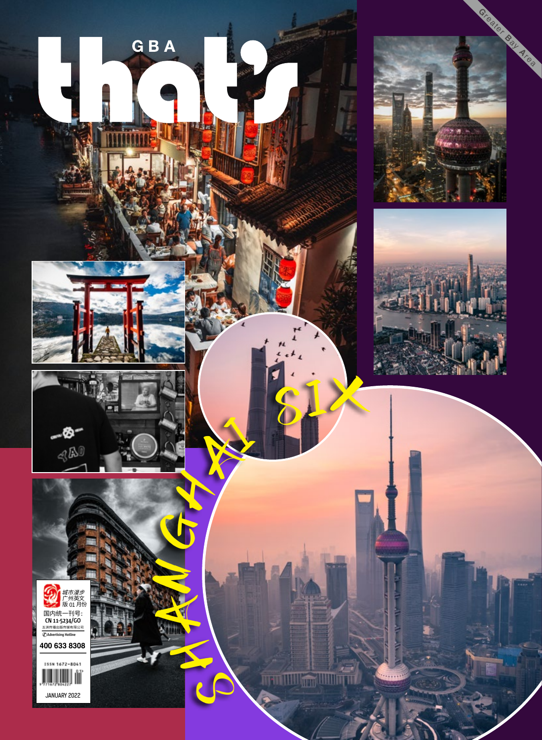# that's

GBA

Greater Bay Area

SHANGHAI SIX

城市漫步
广州英文
版 01 月份

国内统一刊号:
CN 11-5234/GO

五洲传播出版传媒有限公司

Advertising Hotline

400 633 8308

ISSN 1672-8041

JANUARY 2022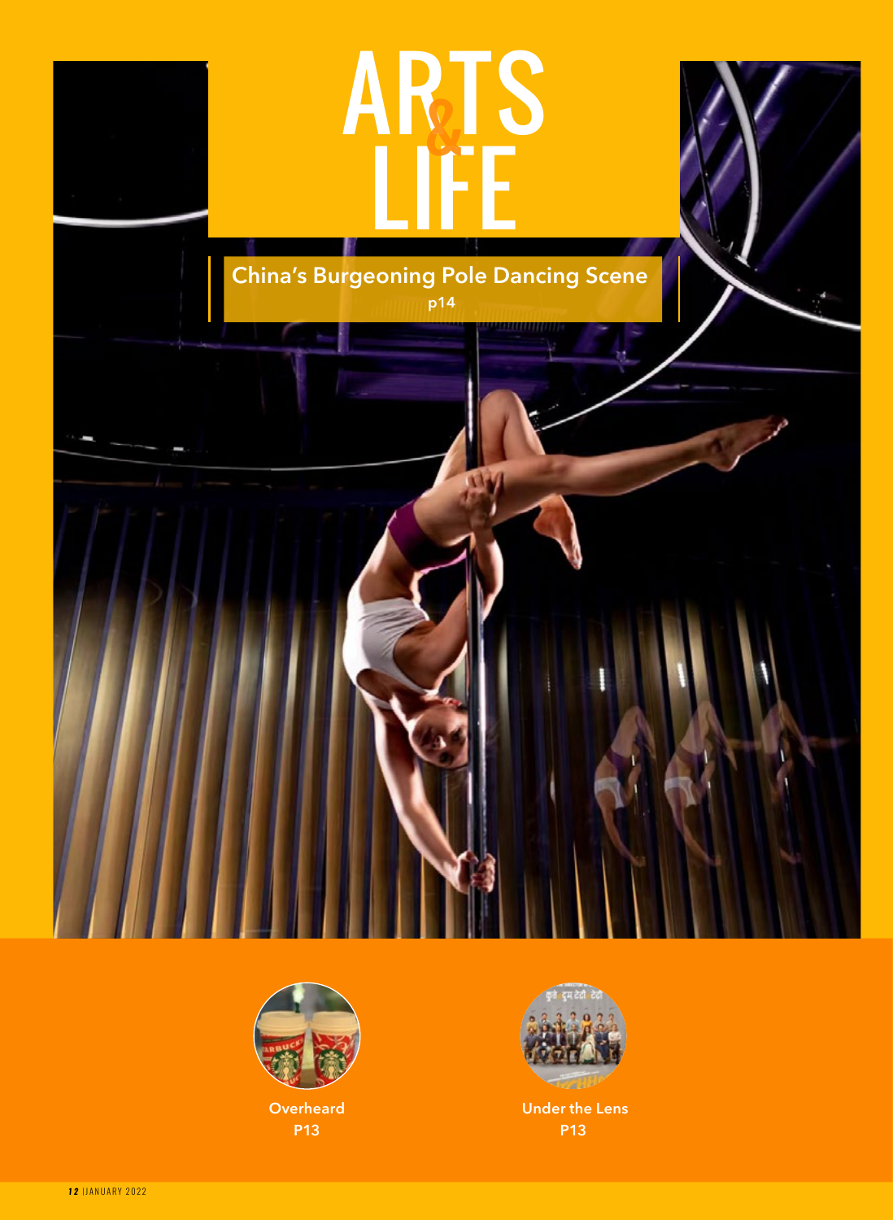# ARTS & LIFE

## China's Burgeoning Pole Dancing Scene

p14

Overheard
P13

Under the Lens
P13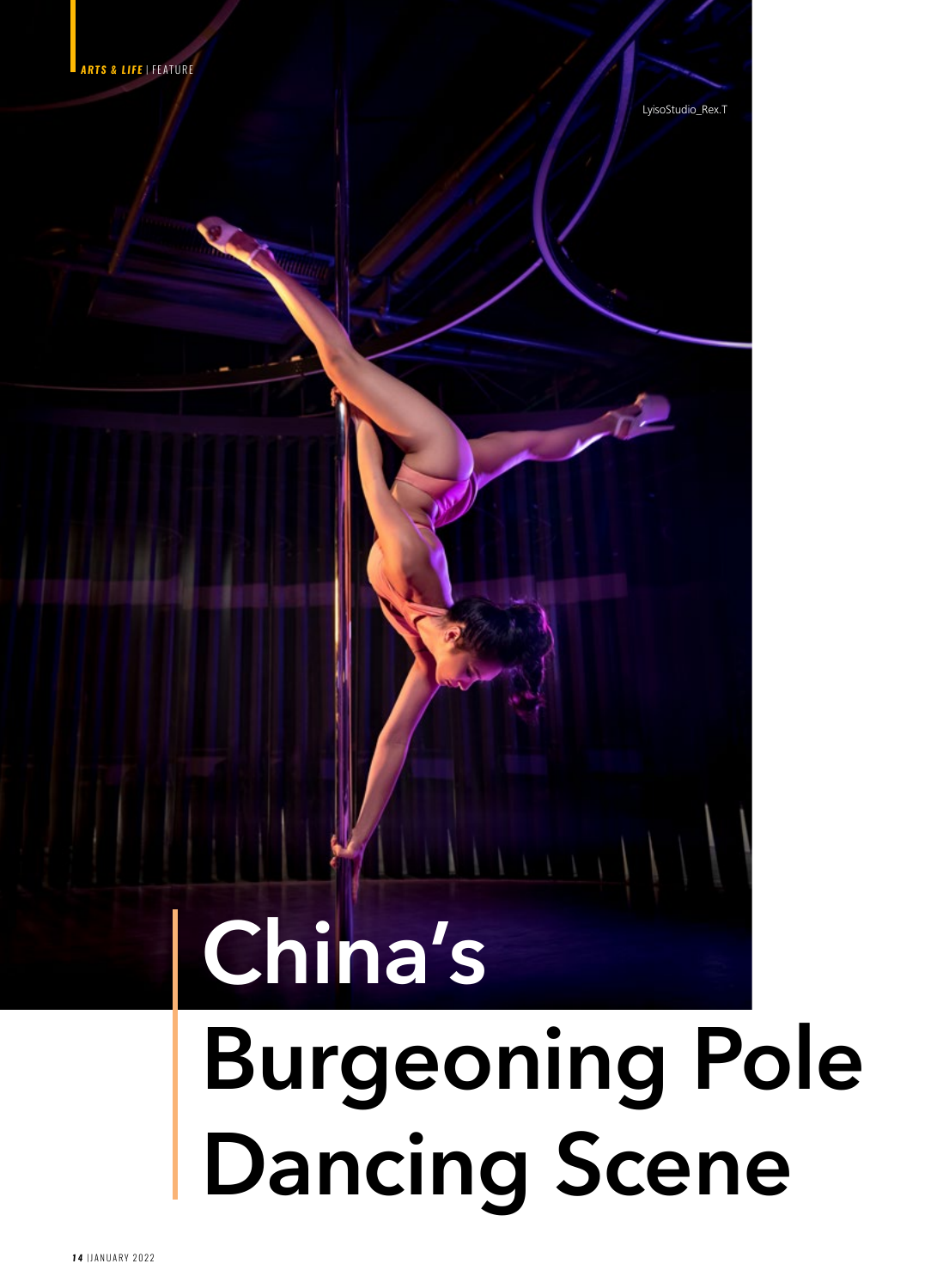ARTS & LIFE | FEATURE

LyisoStudio_Rex.T

# China's Burgeoning Pole Dancing Scene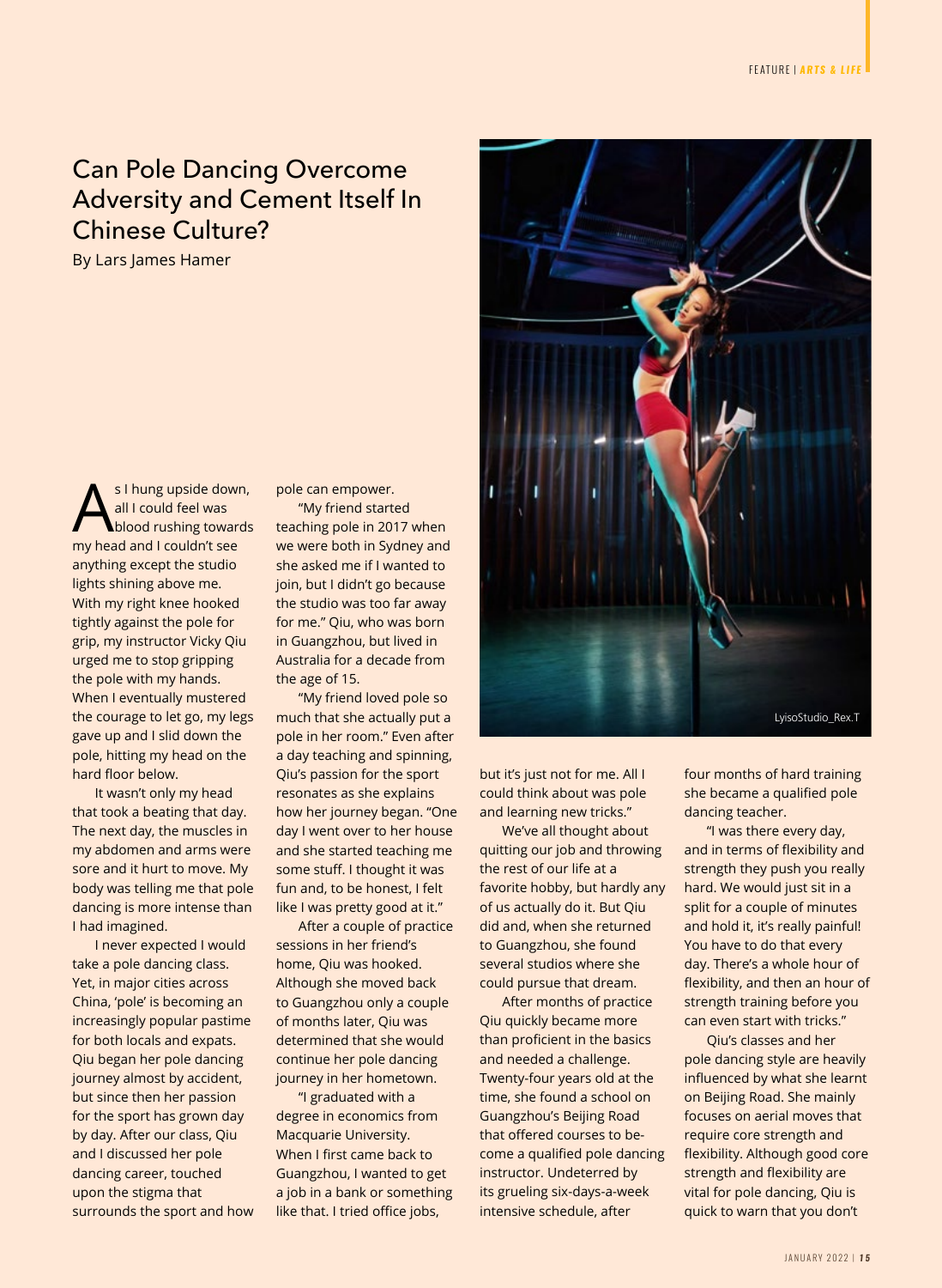# Can Pole Dancing Overcome Adversity and Cement Itself In Chinese Culture?

By Lars James Hamer

As I hung upside down, all I could feel was blood rushing towards my head and I couldn't see anything except the studio lights shining above me. With my right knee hooked tightly against the pole for grip, my instructor Vicky Qiu urged me to stop gripping the pole with my hands. When I eventually mustered the courage to let go, my legs gave up and I slid down the pole, hitting my head on the hard floor below.

It wasn't only my head that took a beating that day. The next day, the muscles in my abdomen and arms were sore and it hurt to move. My body was telling me that pole dancing is more intense than I had imagined.

I never expected I would take a pole dancing class. Yet, in major cities across China, 'pole' is becoming an increasingly popular pastime for both locals and expats. Qiu began her pole dancing journey almost by accident, but since then her passion for the sport has grown day by day. After our class, Qiu and I discussed her pole dancing career, touched upon the stigma that surrounds the sport and how pole can empower.

"My friend started teaching pole in 2017 when we were both in Sydney and she asked me if I wanted to join, but I didn't go because the studio was too far away for me." Qiu, who was born in Guangzhou, but lived in Australia for a decade from the age of 15.

"My friend loved pole so much that she actually put a pole in her room." Even after a day teaching and spinning, Qiu's passion for the sport resonates as she explains how her journey began. "One day I went over to her house and she started teaching me some stuff. I thought it was fun and, to be honest, I felt like I was pretty good at it."

After a couple of practice sessions in her friend's home, Qiu was hooked. Although she moved back to Guangzhou only a couple of months later, Qiu was determined that she would continue her pole dancing journey in her hometown.

"I graduated with a degree in economics from Macquarie University. When I first came back to Guangzhou, I wanted to get a job in a bank or something like that. I tried office jobs, but it's just not for me. All I could think about was pole and learning new tricks."

LyisoStudio_Rex.T

We've all thought about quitting our job and throwing the rest of our life at a favorite hobby, but hardly any of us actually do it. But Qiu did and, when she returned to Guangzhou, she found several studios where she could pursue that dream.

After months of practice Qiu quickly became more than proficient in the basics and needed a challenge. Twenty-four years old at the time, she found a school on Guangzhou's Beijing Road that offered courses to become a qualified pole dancing instructor. Undeterred by its grueling six-days-a-week intensive schedule, after four months of hard training she became a qualified pole dancing teacher.

"I was there every day, and in terms of flexibility and strength they push you really hard. We would just sit in a split for a couple of minutes and hold it, it's really painful! You have to do that every day. There's a whole hour of flexibility, and then an hour of strength training before you can even start with tricks."

Qiu's classes and her pole dancing style are heavily influenced by what she learnt on Beijing Road. She mainly focuses on aerial moves that require core strength and flexibility. Although good core strength and flexibility are vital for pole dancing, Qiu is quick to warn that you don't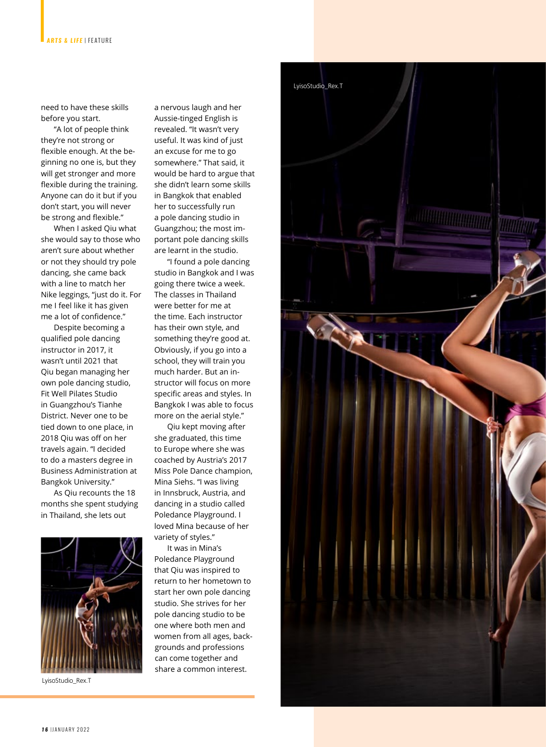need to have these skills before you start.

"A lot of people think they're not strong or flexible enough. At the beginning no one is, but they will get stronger and more flexible during the training. Anyone can do it but if you don't start, you will never be strong and flexible."

When I asked Qiu what she would say to those who aren't sure about whether or not they should try pole dancing, she came back with a line to match her Nike leggings, "just do it. For me I feel like it has given me a lot of confidence."

Despite becoming a qualified pole dancing instructor in 2017, it wasn't until 2021 that Qiu began managing her own pole dancing studio, Fit Well Pilates Studio in Guangzhou's Tianhe District. Never one to be tied down to one place, in 2018 Qiu was off on her travels again. "I decided to do a masters degree in Business Administration at Bangkok University."

As Qiu recounts the 18 months she spent studying in Thailand, she lets out a nervous laugh and her Aussie-tinged English is revealed. "It wasn't very useful. It was kind of just an excuse for me to go somewhere." That said, it would be hard to argue that she didn't learn some skills in Bangkok that enabled her to successfully run a pole dancing studio in Guangzhou; the most important pole dancing skills are learnt in the studio.

"I found a pole dancing studio in Bangkok and I was going there twice a week. The classes in Thailand were better for me at the time. Each instructor has their own style, and something they're good at. Obviously, if you go into a school, they will train you much harder. But an instructor will focus on more specific areas and styles. In Bangkok I was able to focus more on the aerial style."

Qiu kept moving after she graduated, this time to Europe where she was coached by Austria's 2017 Miss Pole Dance champion, Mina Siehs. "I was living in Innsbruck, Austria, and dancing in a studio called Poledance Playground. I loved Mina because of her variety of styles."

It was in Mina's Poledance Playground that Qiu was inspired to return to her hometown to start her own pole dancing studio. She strives for her pole dancing studio to be one where both men and women from all ages, backgrounds and professions can come together and share a common interest.

LyisoStudio_Rex.T

LyisoStudio_Rex.T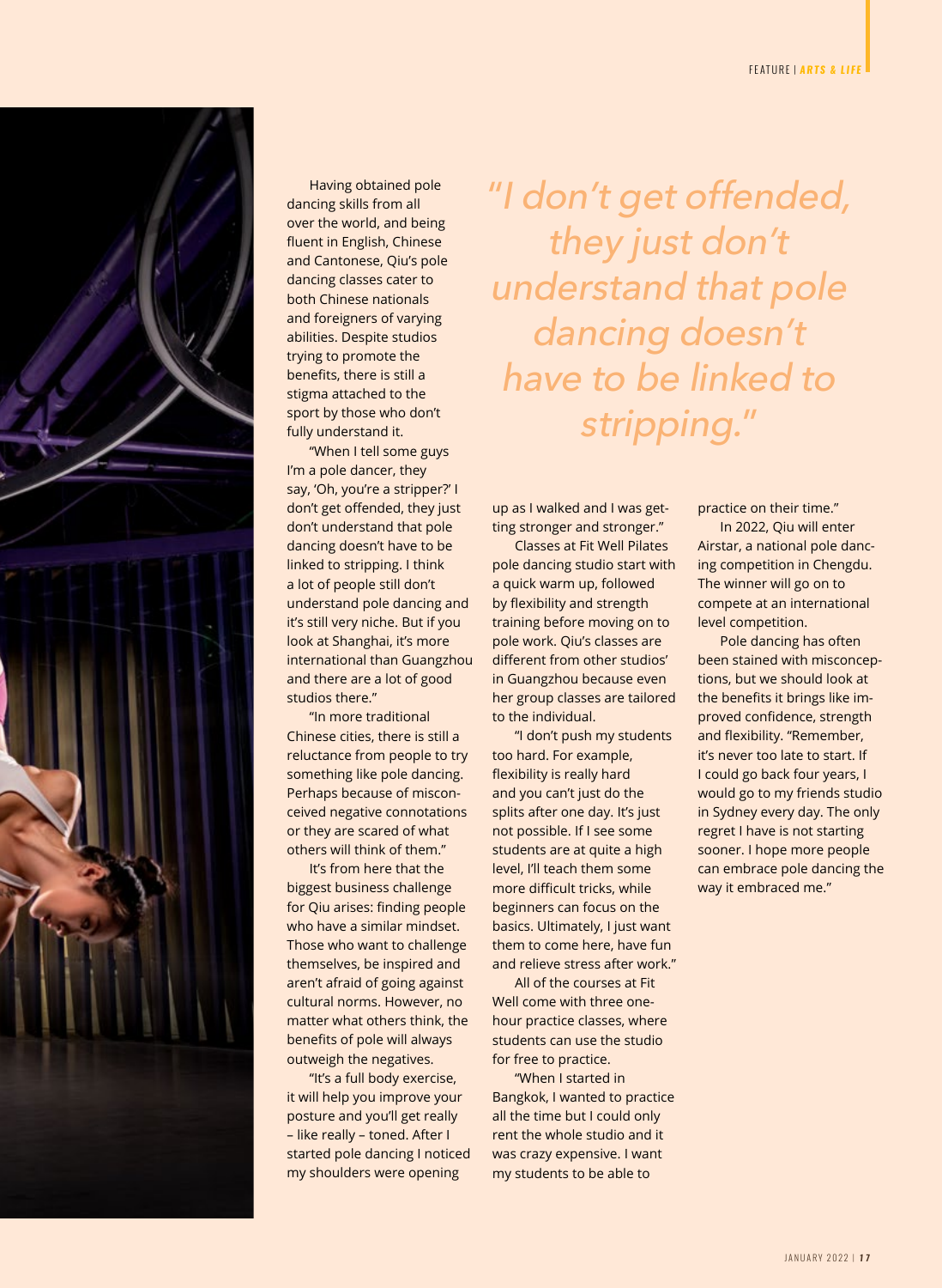Having obtained pole dancing skills from all over the world, and being fluent in English, Chinese and Cantonese, Qiu's pole dancing classes cater to both Chinese nationals and foreigners of varying abilities. Despite studios trying to promote the benefits, there is still a stigma attached to the sport by those who don't fully understand it.

"When I tell some guys I'm a pole dancer, they say, 'Oh, you're a stripper?' I don't get offended, they just don't understand that pole dancing doesn't have to be linked to stripping. I think a lot of people still don't understand pole dancing and it's still very niche. But if you look at Shanghai, it's more international than Guangzhou and there are a lot of good studios there."

"In more traditional Chinese cities, there is still a reluctance from people to try something like pole dancing. Perhaps because of misconceived negative connotations or they are scared of what others will think of them."

It's from here that the biggest business challenge for Qiu arises: finding people who have a similar mindset. Those who want to challenge themselves, be inspired and aren't afraid of going against cultural norms. However, no matter what others think, the benefits of pole will always outweigh the negatives.

"It's a full body exercise, it will help you improve your posture and you'll get really – like really – toned. After I started pole dancing I noticed my shoulders were opening up as I walked and I was getting stronger and stronger."

> *"I don't get offended, they just don't understand that pole dancing doesn't have to be linked to stripping."*

Classes at Fit Well Pilates pole dancing studio start with a quick warm up, followed by flexibility and strength training before moving on to pole work. Qiu's classes are different from other studios' in Guangzhou because even her group classes are tailored to the individual.

"I don't push my students too hard. For example, flexibility is really hard and you can't just do the splits after one day. It's just not possible. If I see some students are at quite a high level, I'll teach them some more difficult tricks, while beginners can focus on the basics. Ultimately, I just want them to come here, have fun and relieve stress after work."

All of the courses at Fit Well come with three one-hour practice classes, where students can use the studio for free to practice.

"When I started in Bangkok, I wanted to practice all the time but I could only rent the whole studio and it was crazy expensive. I want my students to be able to practice on their time."

In 2022, Qiu will enter Airstar, a national pole dancing competition in Chengdu. The winner will go on to compete at an international level competition.

Pole dancing has often been stained with misconceptions, but we should look at the benefits it brings like improved confidence, strength and flexibility. "Remember, it's never too late to start. If I could go back four years, I would go to my friends studio in Sydney every day. The only regret I have is not starting sooner. I hope more people can embrace pole dancing the way it embraced me."